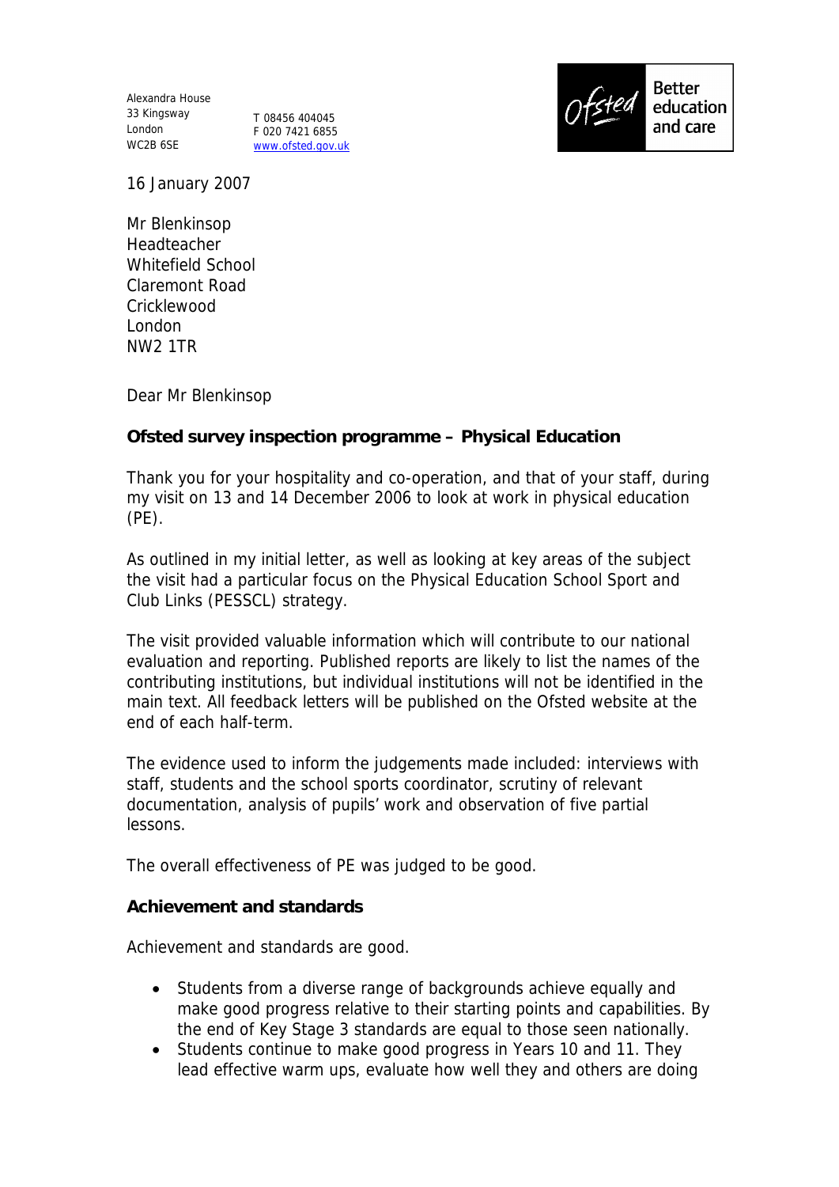Alexandra House
33 Kingsway
London
WC2B 6SE

T 08456 404045
F 020 7421 6855
www.ofsted.gov.uk

Ofsted Better education and care

16 January 2007

Mr Blenkinsop
Headteacher
Whitefield School
Claremont Road
Cricklewood
London
NW2 1TR

Dear Mr Blenkinsop

**Ofsted survey inspection programme – Physical Education**

Thank you for your hospitality and co-operation, and that of your staff, during my visit on 13 and 14 December 2006 to look at work in physical education (PE).

As outlined in my initial letter, as well as looking at key areas of the subject the visit had a particular focus on the Physical Education School Sport and Club Links (PESSCL) strategy.

The visit provided valuable information which will contribute to our national evaluation and reporting. Published reports are likely to list the names of the contributing institutions, but individual institutions will not be identified in the main text. All feedback letters will be published on the Ofsted website at the end of each half-term.

The evidence used to inform the judgements made included: interviews with staff, students and the school sports coordinator, scrutiny of relevant documentation, analysis of pupils' work and observation of five partial lessons.

The overall effectiveness of PE was judged to be good.

**Achievement and standards**

Achievement and standards are good.

- Students from a diverse range of backgrounds achieve equally and make good progress relative to their starting points and capabilities. By the end of Key Stage 3 standards are equal to those seen nationally.
- Students continue to make good progress in Years 10 and 11. They lead effective warm ups, evaluate how well they and others are doing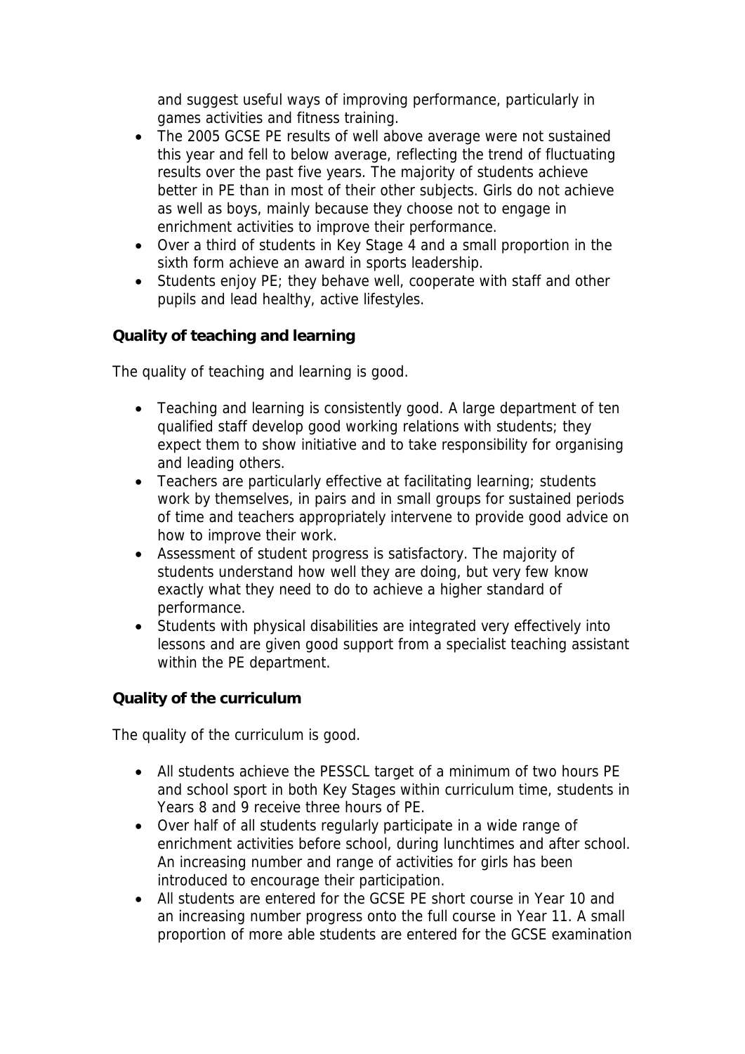and suggest useful ways of improving performance, particularly in games activities and fitness training.

- The 2005 GCSE PE results of well above average were not sustained this year and fell to below average, reflecting the trend of fluctuating results over the past five years. The majority of students achieve better in PE than in most of their other subjects. Girls do not achieve as well as boys, mainly because they choose not to engage in enrichment activities to improve their performance.
- Over a third of students in Key Stage 4 and a small proportion in the sixth form achieve an award in sports leadership.
- Students enjoy PE; they behave well, cooperate with staff and other pupils and lead healthy, active lifestyles.

**Quality of teaching and learning**

The quality of teaching and learning is good.

- Teaching and learning is consistently good. A large department of ten qualified staff develop good working relations with students; they expect them to show initiative and to take responsibility for organising and leading others.
- Teachers are particularly effective at facilitating learning; students work by themselves, in pairs and in small groups for sustained periods of time and teachers appropriately intervene to provide good advice on how to improve their work.
- Assessment of student progress is satisfactory. The majority of students understand how well they are doing, but very few know exactly what they need to do to achieve a higher standard of performance.
- Students with physical disabilities are integrated very effectively into lessons and are given good support from a specialist teaching assistant within the PE department.

**Quality of the curriculum**

The quality of the curriculum is good.

- All students achieve the PESSCL target of a minimum of two hours PE and school sport in both Key Stages within curriculum time, students in Years 8 and 9 receive three hours of PE.
- Over half of all students regularly participate in a wide range of enrichment activities before school, during lunchtimes and after school. An increasing number and range of activities for girls has been introduced to encourage their participation.
- All students are entered for the GCSE PE short course in Year 10 and an increasing number progress onto the full course in Year 11. A small proportion of more able students are entered for the GCSE examination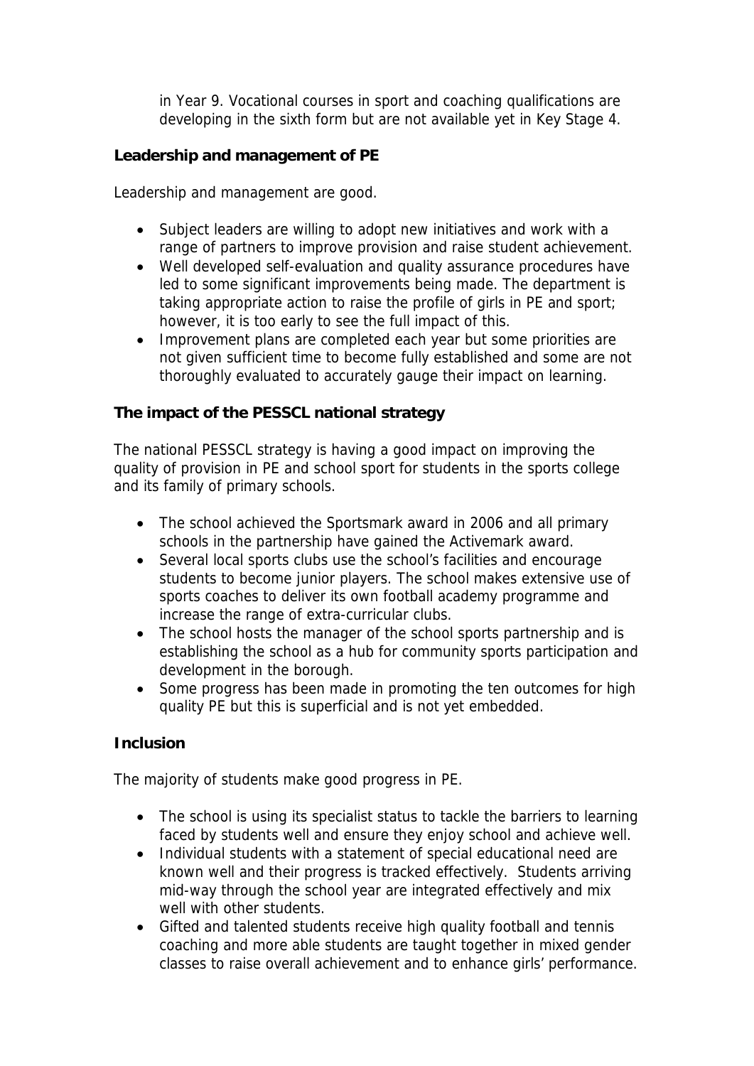in Year 9. Vocational courses in sport and coaching qualifications are developing in the sixth form but are not available yet in Key Stage 4.

**Leadership and management of PE**

Leadership and management are good.

- Subject leaders are willing to adopt new initiatives and work with a range of partners to improve provision and raise student achievement.
- Well developed self-evaluation and quality assurance procedures have led to some significant improvements being made. The department is taking appropriate action to raise the profile of girls in PE and sport; however, it is too early to see the full impact of this.
- Improvement plans are completed each year but some priorities are not given sufficient time to become fully established and some are not thoroughly evaluated to accurately gauge their impact on learning.

**The impact of the PESSCL national strategy**

The national PESSCL strategy is having a good impact on improving the quality of provision in PE and school sport for students in the sports college and its family of primary schools.

- The school achieved the Sportsmark award in 2006 and all primary schools in the partnership have gained the Activemark award.
- Several local sports clubs use the school's facilities and encourage students to become junior players. The school makes extensive use of sports coaches to deliver its own football academy programme and increase the range of extra-curricular clubs.
- The school hosts the manager of the school sports partnership and is establishing the school as a hub for community sports participation and development in the borough.
- Some progress has been made in promoting the ten outcomes for high quality PE but this is superficial and is not yet embedded.

**Inclusion**

The majority of students make good progress in PE.

- The school is using its specialist status to tackle the barriers to learning faced by students well and ensure they enjoy school and achieve well.
- Individual students with a statement of special educational need are known well and their progress is tracked effectively. Students arriving mid-way through the school year are integrated effectively and mix well with other students.
- Gifted and talented students receive high quality football and tennis coaching and more able students are taught together in mixed gender classes to raise overall achievement and to enhance girls' performance.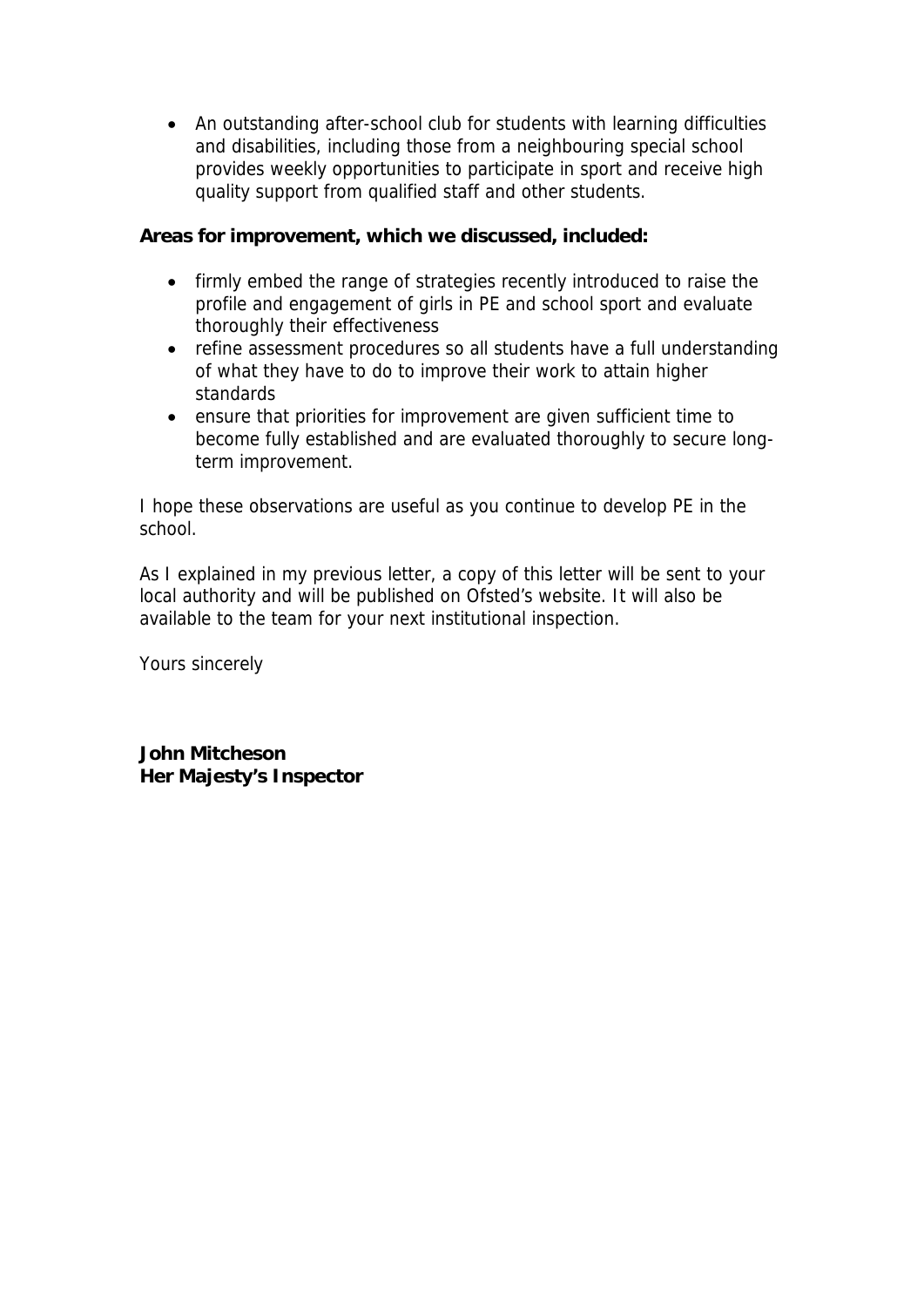- An outstanding after-school club for students with learning difficulties and disabilities, including those from a neighbouring special school provides weekly opportunities to participate in sport and receive high quality support from qualified staff and other students.

**Areas for improvement, which we discussed, included:**

- firmly embed the range of strategies recently introduced to raise the profile and engagement of girls in PE and school sport and evaluate thoroughly their effectiveness
- refine assessment procedures so all students have a full understanding of what they have to do to improve their work to attain higher standards
- ensure that priorities for improvement are given sufficient time to become fully established and are evaluated thoroughly to secure long-term improvement.

I hope these observations are useful as you continue to develop PE in the school.

As I explained in my previous letter, a copy of this letter will be sent to your local authority and will be published on Ofsted's website. It will also be available to the team for your next institutional inspection.

Yours sincerely

**John Mitcheson**
**Her Majesty's Inspector**